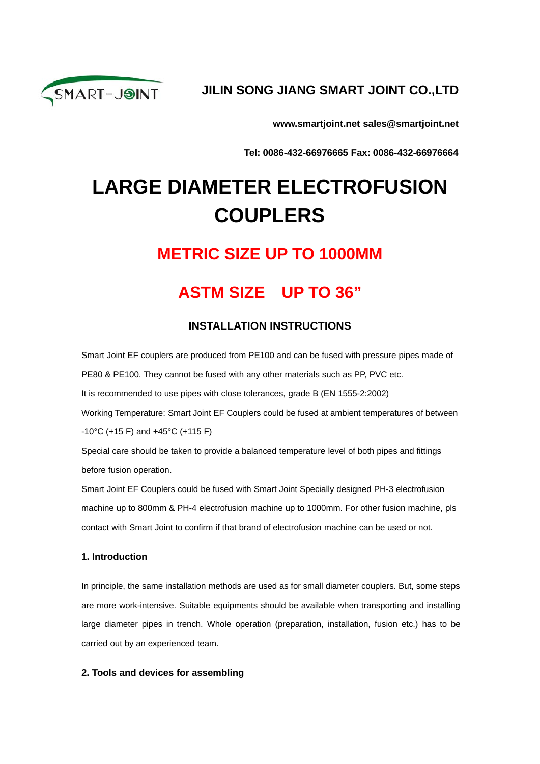SMART-JOINT

**JILIN SONG JIANG SMART JOINT CO.,LTD**

**www.smartjoint.net sales@smartjoint.net**

**Tel: 0086-432-66976665 Fax: 0086-432-66976664**

# LARGE DIAMETER ELECTROFUSION COUPLERS

## METRIC SIZE UP TO 1000MM

## ASTM SIZE UP TO 36"

### INSTALLATION INSTRUCTIONS

Smart Joint EF couplers are produced from PE100 and can be fused with pressure pipes made of PE80 & PE100. They cannot be fused with any other materials such as PP, PVC etc.

It is recommended to use pipes with close tolerances, grade B (EN 1555-2:2002)

Working Temperature: Smart Joint EF Couplers could be fused at ambient temperatures of between -10°C (+15 F) and +45°C (+115 F)

Special care should be taken to provide a balanced temperature level of both pipes and fittings before fusion operation.

Smart Joint EF Couplers could be fused with Smart Joint Specially designed PH-3 electrofusion machine up to 800mm & PH-4 electrofusion machine up to 1000mm. For other fusion machine, pls contact with Smart Joint to confirm if that brand of electrofusion machine can be used or not.

**1. Introduction**

In principle, the same installation methods are used as for small diameter couplers. But, some steps are more work-intensive. Suitable equipments should be available when transporting and installing large diameter pipes in trench. Whole operation (preparation, installation, fusion etc.) has to be carried out by an experienced team.

**2. Tools and devices for assembling**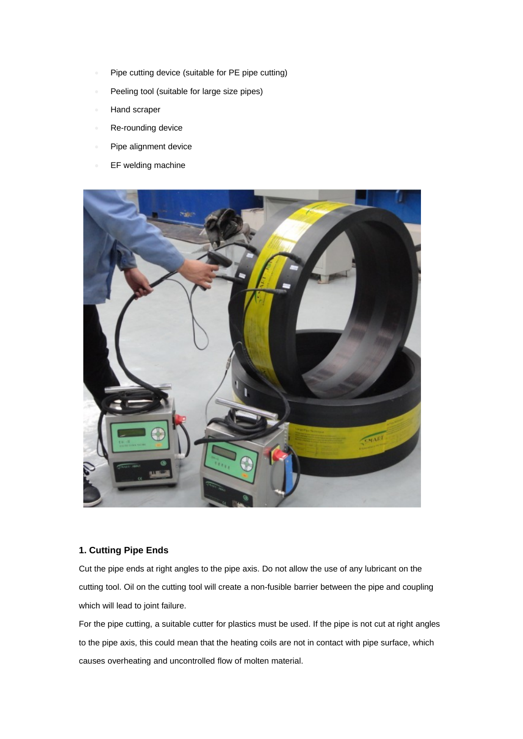- Pipe cutting device (suitable for PE pipe cutting)
- Peeling tool (suitable for large size pipes)
- Hand scraper
- Re-rounding device
- Pipe alignment device
- EF welding machine

### 1. Cutting Pipe Ends

Cut the pipe ends at right angles to the pipe axis. Do not allow the use of any lubricant on the cutting tool. Oil on the cutting tool will create a non-fusible barrier between the pipe and coupling which will lead to joint failure.

For the pipe cutting, a suitable cutter for plastics must be used. If the pipe is not cut at right angles to the pipe axis, this could mean that the heating coils are not in contact with pipe surface, which causes overheating and uncontrolled flow of molten material.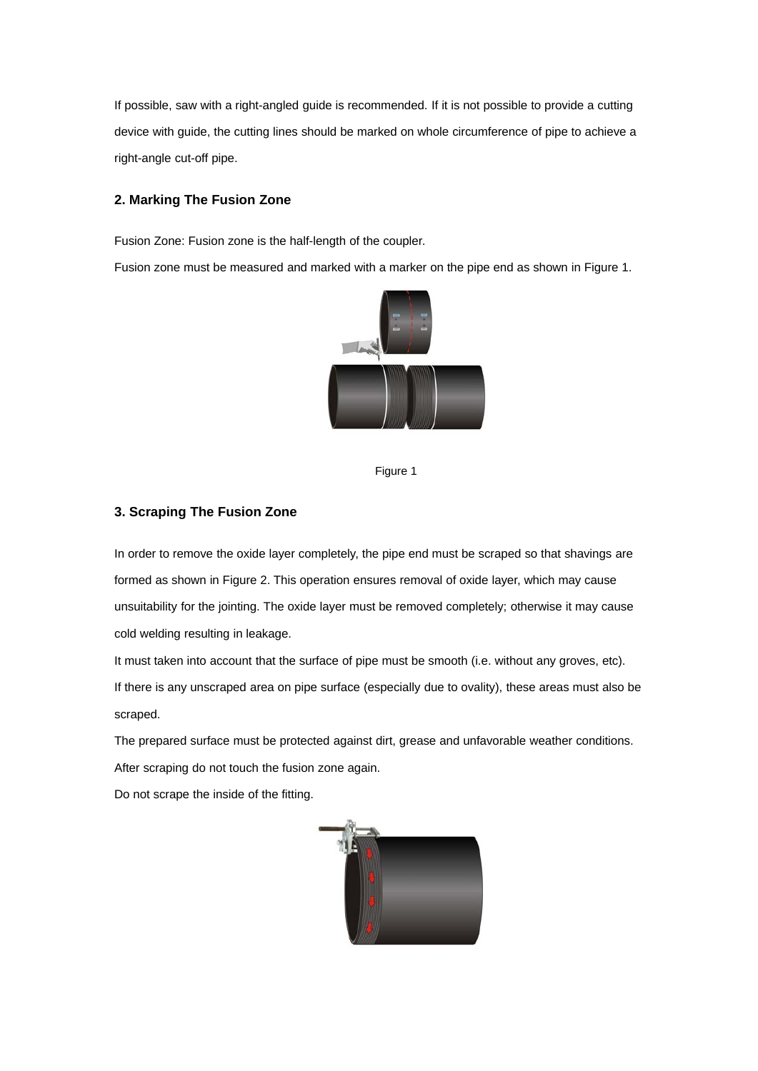If possible, saw with a right-angled guide is recommended. If it is not possible to provide a cutting device with guide, the cutting lines should be marked on whole circumference of pipe to achieve a right-angle cut-off pipe.

## 2. Marking The Fusion Zone

Fusion Zone: Fusion zone is the half-length of the coupler.

Fusion zone must be measured and marked with a marker on the pipe end as shown in Figure 1.

Figure 1

## 3. Scraping The Fusion Zone

In order to remove the oxide layer completely, the pipe end must be scraped so that shavings are formed as shown in Figure 2. This operation ensures removal of oxide layer, which may cause unsuitability for the jointing. The oxide layer must be removed completely; otherwise it may cause cold welding resulting in leakage.

It must taken into account that the surface of pipe must be smooth (i.e. without any groves, etc).

If there is any unscraped area on pipe surface (especially due to ovality), these areas must also be scraped.

The prepared surface must be protected against dirt, grease and unfavorable weather conditions.

After scraping do not touch the fusion zone again.

Do not scrape the inside of the fitting.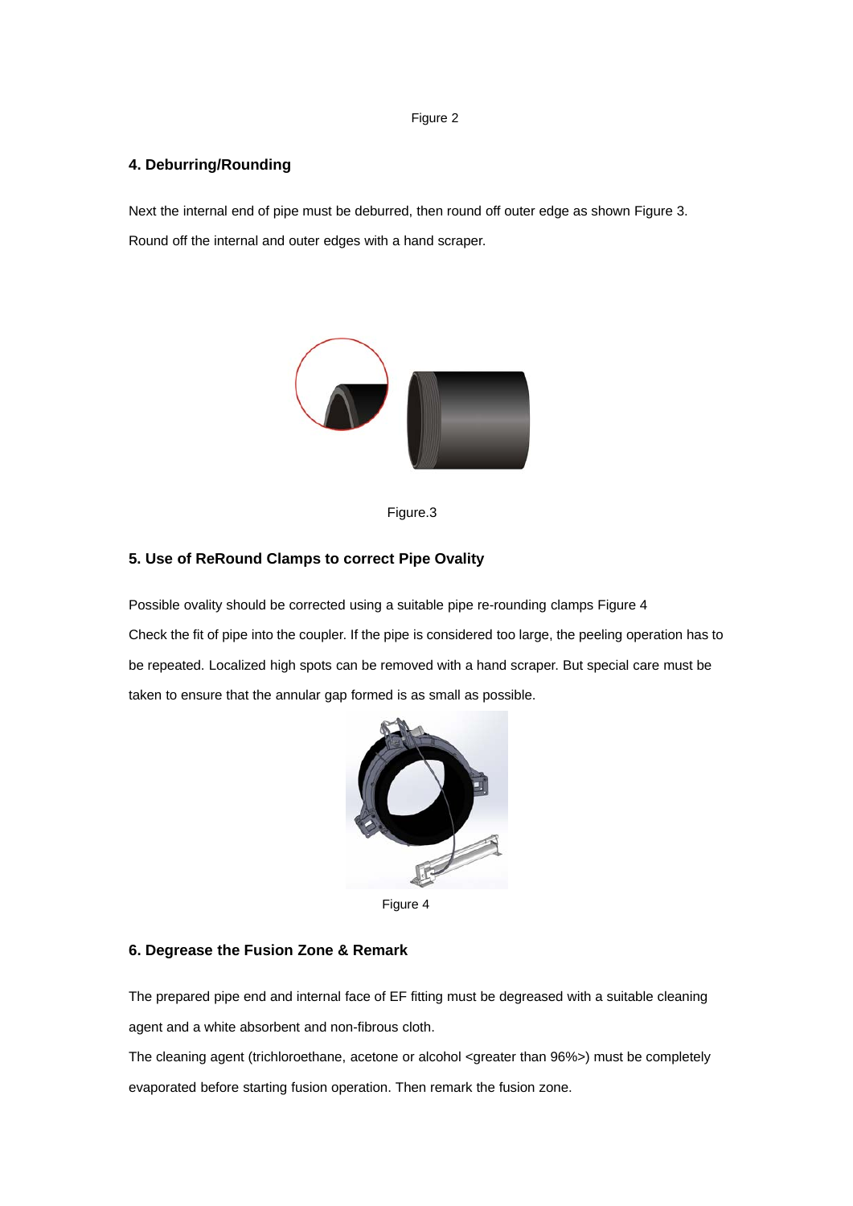Figure 2

### 4. Deburring/Rounding

Next the internal end of pipe must be deburred, then round off outer edge as shown Figure 3.

Round off the internal and outer edges with a hand scraper.

Figure.3

### 5. Use of ReRound Clamps to correct Pipe Ovality

Possible ovality should be corrected using a suitable pipe re-rounding clamps Figure 4

Check the fit of pipe into the coupler. If the pipe is considered too large, the peeling operation has to be repeated. Localized high spots can be removed with a hand scraper. But special care must be taken to ensure that the annular gap formed is as small as possible.

Figure 4

### 6. Degrease the Fusion Zone & Remark

The prepared pipe end and internal face of EF fitting must be degreased with a suitable cleaning agent and a white absorbent and non-fibrous cloth.

The cleaning agent (trichloroethane, acetone or alcohol <greater than 96%>) must be completely evaporated before starting fusion operation. Then remark the fusion zone.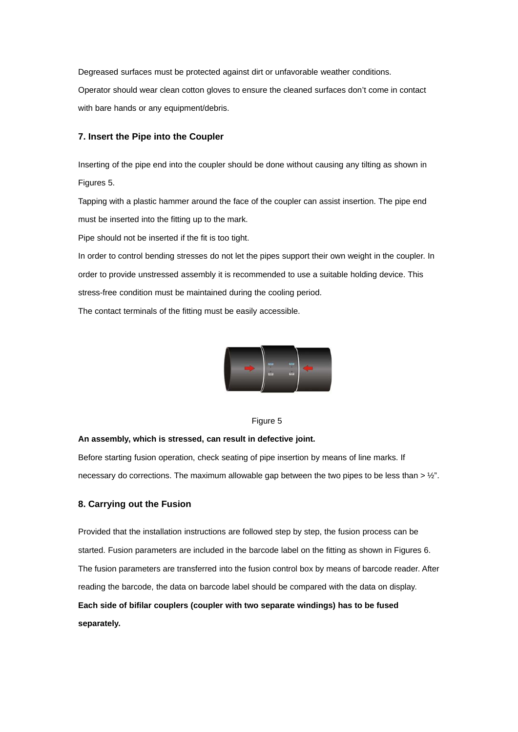Degreased surfaces must be protected against dirt or unfavorable weather conditions.

Operator should wear clean cotton gloves to ensure the cleaned surfaces don't come in contact with bare hands or any equipment/debris.

### 7. Insert the Pipe into the Coupler

Inserting of the pipe end into the coupler should be done without causing any tilting as shown in Figures 5.

Tapping with a plastic hammer around the face of the coupler can assist insertion. The pipe end must be inserted into the fitting up to the mark.

Pipe should not be inserted if the fit is too tight.

In order to control bending stresses do not let the pipes support their own weight in the coupler. In order to provide unstressed assembly it is recommended to use a suitable holding device. This stress-free condition must be maintained during the cooling period.

The contact terminals of the fitting must be easily accessible.

Figure 5

**An assembly, which is stressed, can result in defective joint.**

Before starting fusion operation, check seating of pipe insertion by means of line marks. If necessary do corrections. The maximum allowable gap between the two pipes to be less than > ½".

### 8. Carrying out the Fusion

Provided that the installation instructions are followed step by step, the fusion process can be started. Fusion parameters are included in the barcode label on the fitting as shown in Figures 6. The fusion parameters are transferred into the fusion control box by means of barcode reader. After reading the barcode, the data on barcode label should be compared with the data on display.

**Each side of bifilar couplers (coupler with two separate windings) has to be fused separately.**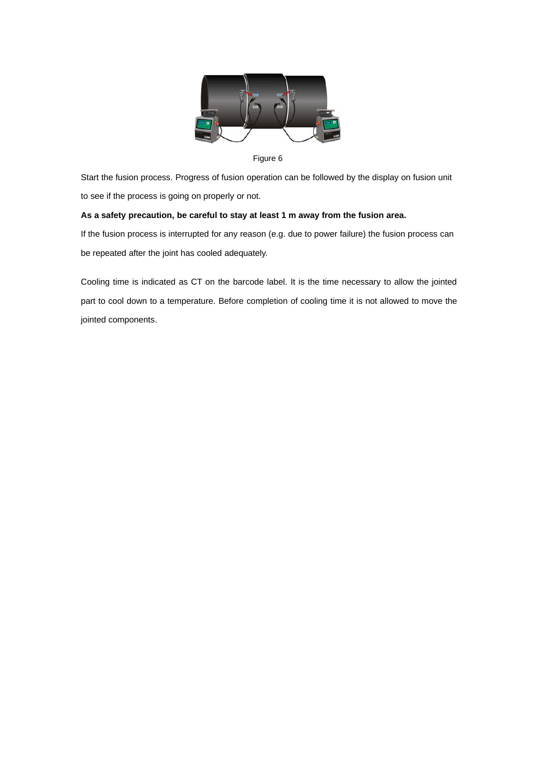Figure 6

Start the fusion process. Progress of fusion operation can be followed by the display on fusion unit to see if the process is going on properly or not.

**As a safety precaution, be careful to stay at least 1 m away from the fusion area.**

If the fusion process is interrupted for any reason (e.g. due to power failure) the fusion process can be repeated after the joint has cooled adequately.

Cooling time is indicated as CT on the barcode label. It is the time necessary to allow the jointed part to cool down to a temperature. Before completion of cooling time it is not allowed to move the jointed components.